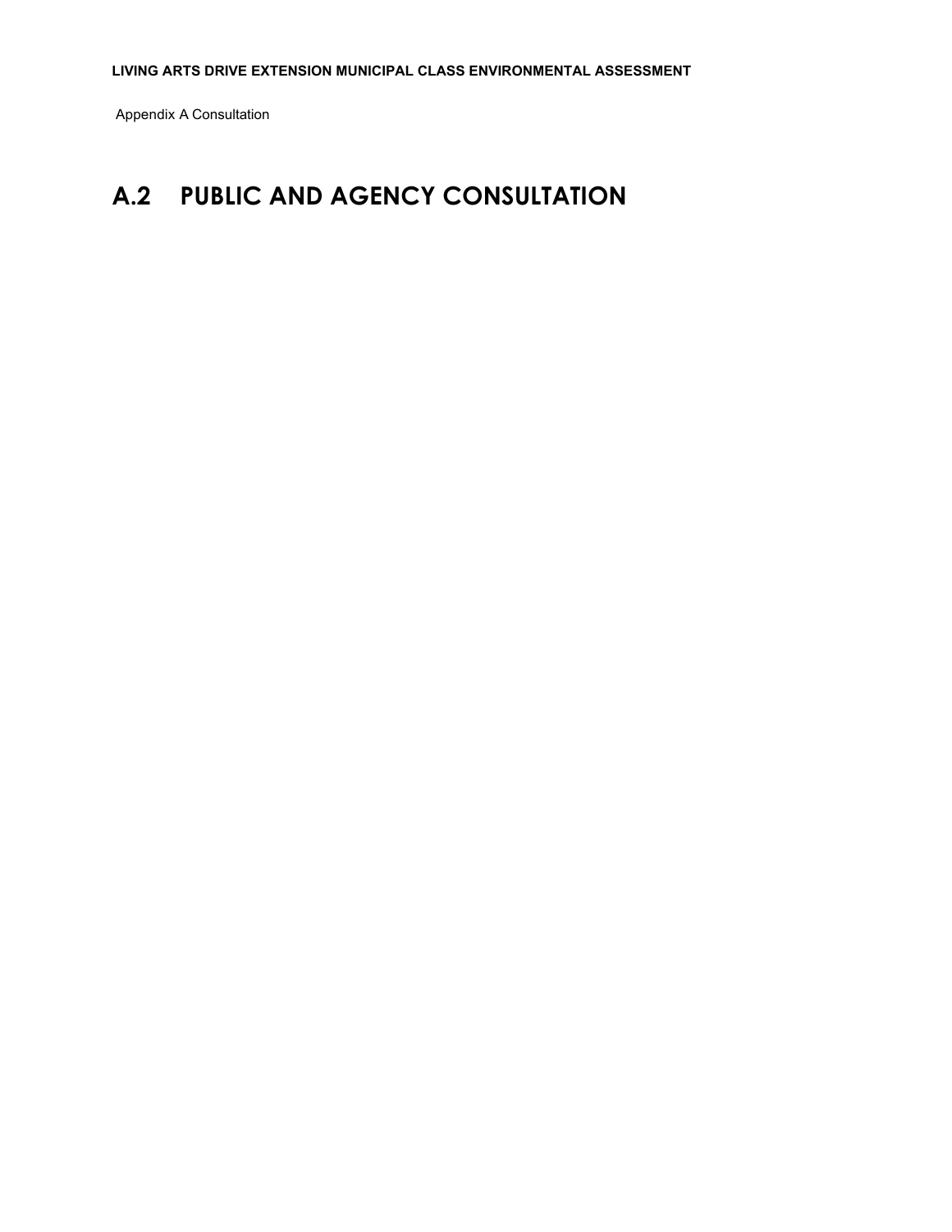**LIVING ARTS DRIVE EXTENSION MUNICIPAL CLASS ENVIRONMENTAL ASSESSMENT**

Appendix A Consultation

# A.2 PUBLIC AND AGENCY CONSULTATION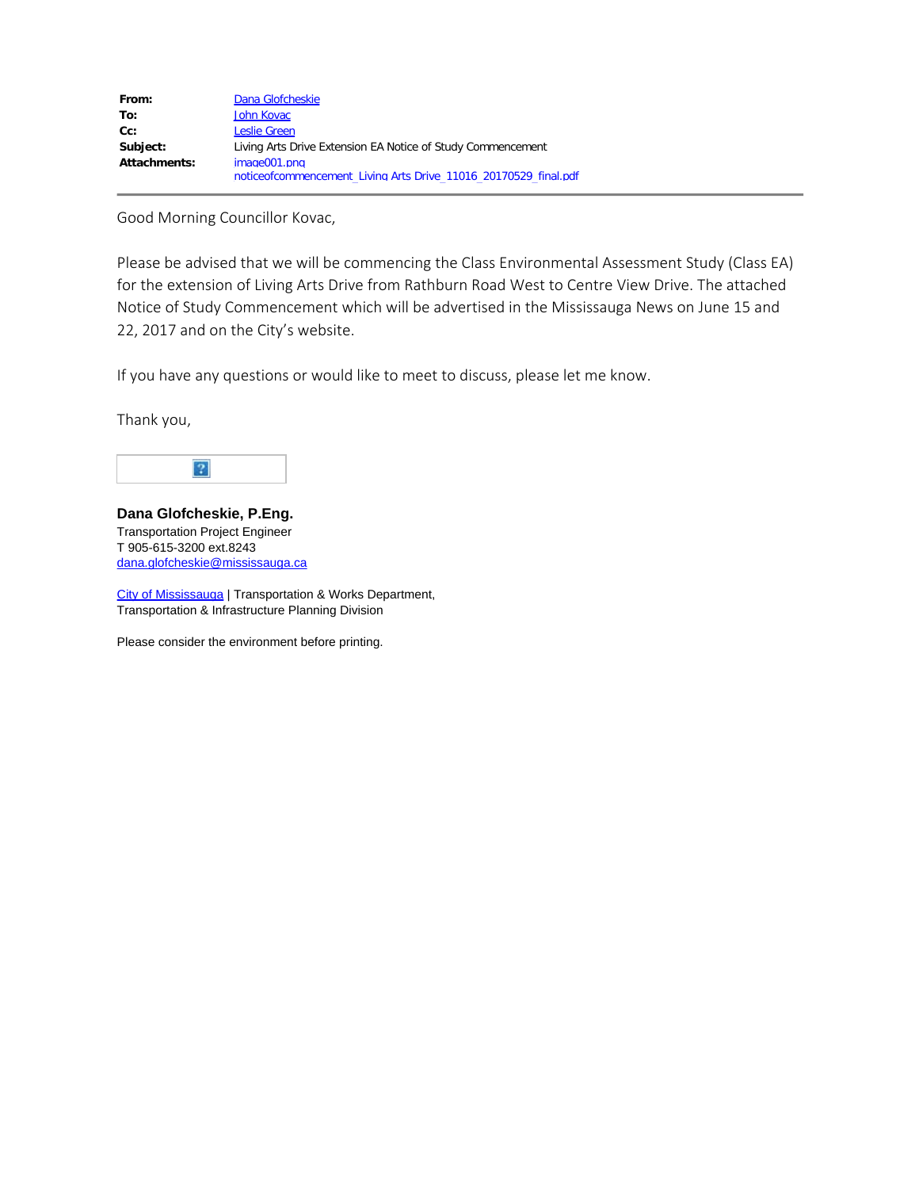| | |
|---|---|
| **From:** | Dana Glofcheskie |
| **To:** | John Kovac |
| **Cc:** | Leslie Green |
| **Subject:** | Living Arts Drive Extension EA Notice of Study Commencement |
| **Attachments:** | image001.png<br>noticeofcommencement_Living Arts Drive_11016_20170529_final.pdf |

Good Morning Councillor Kovac,

Please be advised that we will be commencing the Class Environmental Assessment Study (Class EA) for the extension of Living Arts Drive from Rathburn Road West to Centre View Drive. The attached Notice of Study Commencement which will be advertised in the Mississauga News on June 15 and 22, 2017 and on the City's website.

If you have any questions or would like to meet to discuss, please let me know.

Thank you,

**Dana Glofcheskie, P.Eng.**
Transportation Project Engineer
T 905-615-3200 ext.8243
dana.glofcheskie@mississauga.ca

City of Mississauga | Transportation & Works Department,
Transportation & Infrastructure Planning Division

Please consider the environment before printing.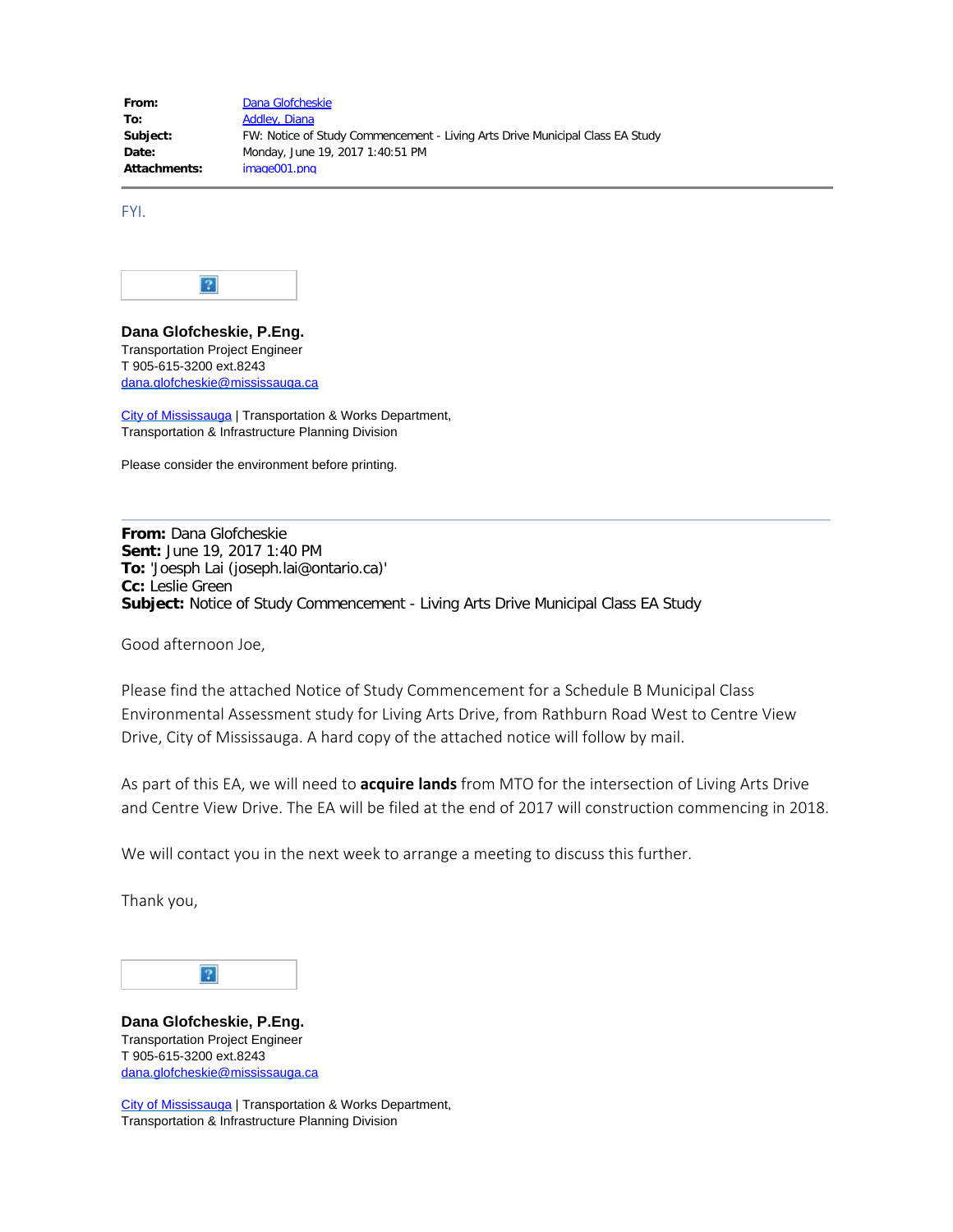| | |
|---|---|
| **From:** | Dana Glofcheskie |
| **To:** | Addley, Diana |
| **Subject:** | FW: Notice of Study Commencement - Living Arts Drive Municipal Class EA Study |
| **Date:** | Monday, June 19, 2017 1:40:51 PM |
| **Attachments:** | image001.png |

FYI.

**Dana Glofcheskie, P.Eng.**
Transportation Project Engineer
T 905-615-3200 ext.8243
dana.glofcheskie@mississauga.ca

City of Mississauga | Transportation & Works Department,
Transportation & Infrastructure Planning Division

Please consider the environment before printing.

---

**From:** Dana Glofcheskie
**Sent:** June 19, 2017 1:40 PM
**To:** 'Joesph Lai (joseph.lai@ontario.ca)'
**Cc:** Leslie Green
**Subject:** Notice of Study Commencement - Living Arts Drive Municipal Class EA Study

Good afternoon Joe,

Please find the attached Notice of Study Commencement for a Schedule B Municipal Class Environmental Assessment study for Living Arts Drive, from Rathburn Road West to Centre View Drive, City of Mississauga. A hard copy of the attached notice will follow by mail.

As part of this EA, we will need to **acquire lands** from MTO for the intersection of Living Arts Drive and Centre View Drive. The EA will be filed at the end of 2017 will construction commencing in 2018.

We will contact you in the next week to arrange a meeting to discuss this further.

Thank you,

**Dana Glofcheskie, P.Eng.**
Transportation Project Engineer
T 905-615-3200 ext.8243
dana.glofcheskie@mississauga.ca

City of Mississauga | Transportation & Works Department,
Transportation & Infrastructure Planning Division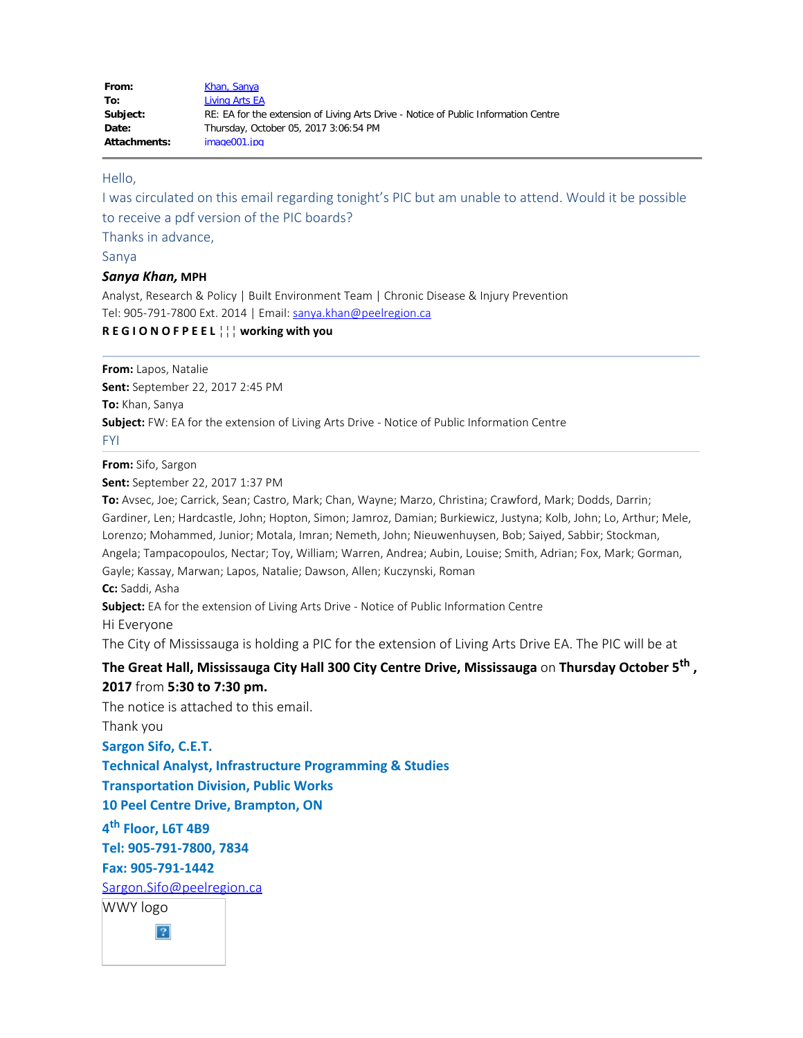| | |
|---|---|
| **From:** | Khan, Sanya |
| **To:** | Living Arts EA |
| **Subject:** | RE: EA for the extension of Living Arts Drive - Notice of Public Information Centre |
| **Date:** | Thursday, October 05, 2017 3:06:54 PM |
| **Attachments:** | image001.jpg |

---

Hello,

I was circulated on this email regarding tonight's PIC but am unable to attend. Would it be possible to receive a pdf version of the PIC boards?

Thanks in advance,

Sanya

***Sanya Khan,* MPH**

Analyst, Research & Policy | Built Environment Team | Chronic Disease & Injury Prevention

Tel: 905-791-7800 Ext. 2014 | Email: sanya.khan@peelregion.ca

**R E G I O N O F P E E L ¦¦¦ working with you**

---

**From:** Lapos, Natalie

**Sent:** September 22, 2017 2:45 PM

**To:** Khan, Sanya

**Subject:** FW: EA for the extension of Living Arts Drive - Notice of Public Information Centre

FYI

---

**From:** Sifo, Sargon

**Sent:** September 22, 2017 1:37 PM

**To:** Avsec, Joe; Carrick, Sean; Castro, Mark; Chan, Wayne; Marzo, Christina; Crawford, Mark; Dodds, Darrin; Gardiner, Len; Hardcastle, John; Hopton, Simon; Jamroz, Damian; Burkiewicz, Justyna; Kolb, John; Lo, Arthur; Mele, Lorenzo; Mohammed, Junior; Motala, Imran; Nemeth, John; Nieuwenhuysen, Bob; Saiyed, Sabbir; Stockman, Angela; Tampacopoulos, Nectar; Toy, William; Warren, Andrea; Aubin, Louise; Smith, Adrian; Fox, Mark; Gorman, Gayle; Kassay, Marwan; Lapos, Natalie; Dawson, Allen; Kuczynski, Roman

**Cc:** Saddi, Asha

**Subject:** EA for the extension of Living Arts Drive - Notice of Public Information Centre

Hi Everyone

The City of Mississauga is holding a PIC for the extension of Living Arts Drive EA. The PIC will be at **The Great Hall, Mississauga City Hall 300 City Centre Drive, Mississauga** on **Thursday October 5th , 2017** from **5:30 to 7:30 pm.**

The notice is attached to this email.

Thank you

**Sargon Sifo, C.E.T.**

**Technical Analyst, Infrastructure Programming & Studies**

**Transportation Division, Public Works**

**10 Peel Centre Drive, Brampton, ON**

**4th Floor, L6T 4B9**

**Tel: 905-791-7800, 7834**

**Fax: 905-791-1442**

Sargon.Sifo@peelregion.ca

WWY logo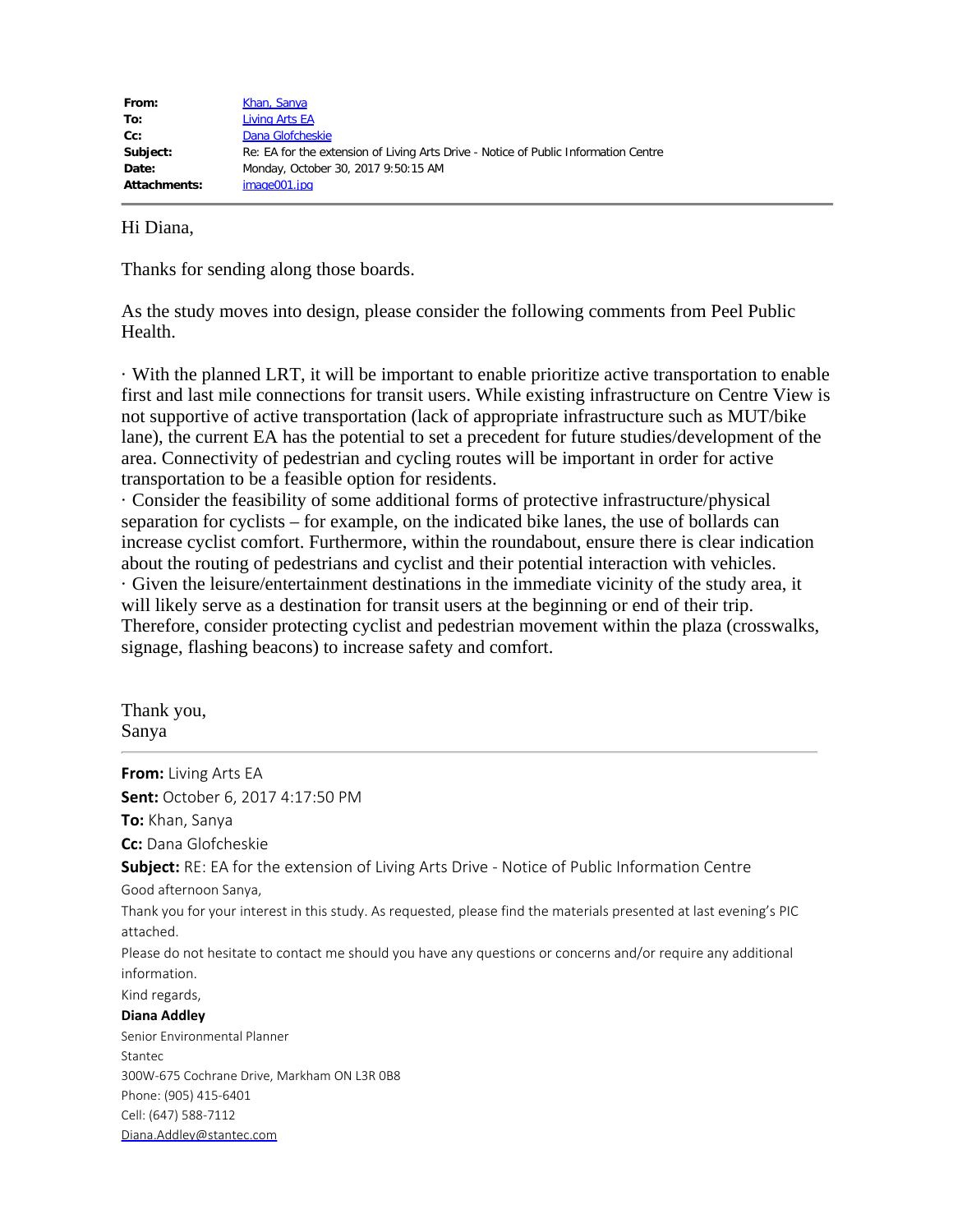| | |
|---|---|
| **From:** | Khan, Sanya |
| **To:** | Living Arts EA |
| **Cc:** | Dana Glofcheskie |
| **Subject:** | Re: EA for the extension of Living Arts Drive - Notice of Public Information Centre |
| **Date:** | Monday, October 30, 2017 9:50:15 AM |
| **Attachments:** | image001.jpg |

Hi Diana,

Thanks for sending along those boards.

As the study moves into design, please consider the following comments from Peel Public Health.

· With the planned LRT, it will be important to enable prioritize active transportation to enable first and last mile connections for transit users. While existing infrastructure on Centre View is not supportive of active transportation (lack of appropriate infrastructure such as MUT/bike lane), the current EA has the potential to set a precedent for future studies/development of the area. Connectivity of pedestrian and cycling routes will be important in order for active transportation to be a feasible option for residents.

· Consider the feasibility of some additional forms of protective infrastructure/physical separation for cyclists – for example, on the indicated bike lanes, the use of bollards can increase cyclist comfort. Furthermore, within the roundabout, ensure there is clear indication about the routing of pedestrians and cyclist and their potential interaction with vehicles.

· Given the leisure/entertainment destinations in the immediate vicinity of the study area, it will likely serve as a destination for transit users at the beginning or end of their trip. Therefore, consider protecting cyclist and pedestrian movement within the plaza (crosswalks, signage, flashing beacons) to increase safety and comfort.

Thank you,
Sanya

---

**From:** Living Arts EA
**Sent:** October 6, 2017 4:17:50 PM
**To:** Khan, Sanya
**Cc:** Dana Glofcheskie
**Subject:** RE: EA for the extension of Living Arts Drive - Notice of Public Information Centre

Good afternoon Sanya,

Thank you for your interest in this study. As requested, please find the materials presented at last evening's PIC attached.

Please do not hesitate to contact me should you have any questions or concerns and/or require any additional information.

Kind regards,

**Diana Addley**
Senior Environmental Planner
Stantec
300W-675 Cochrane Drive, Markham ON L3R 0B8
Phone: (905) 415-6401
Cell: (647) 588-7112
Diana.Addley@stantec.com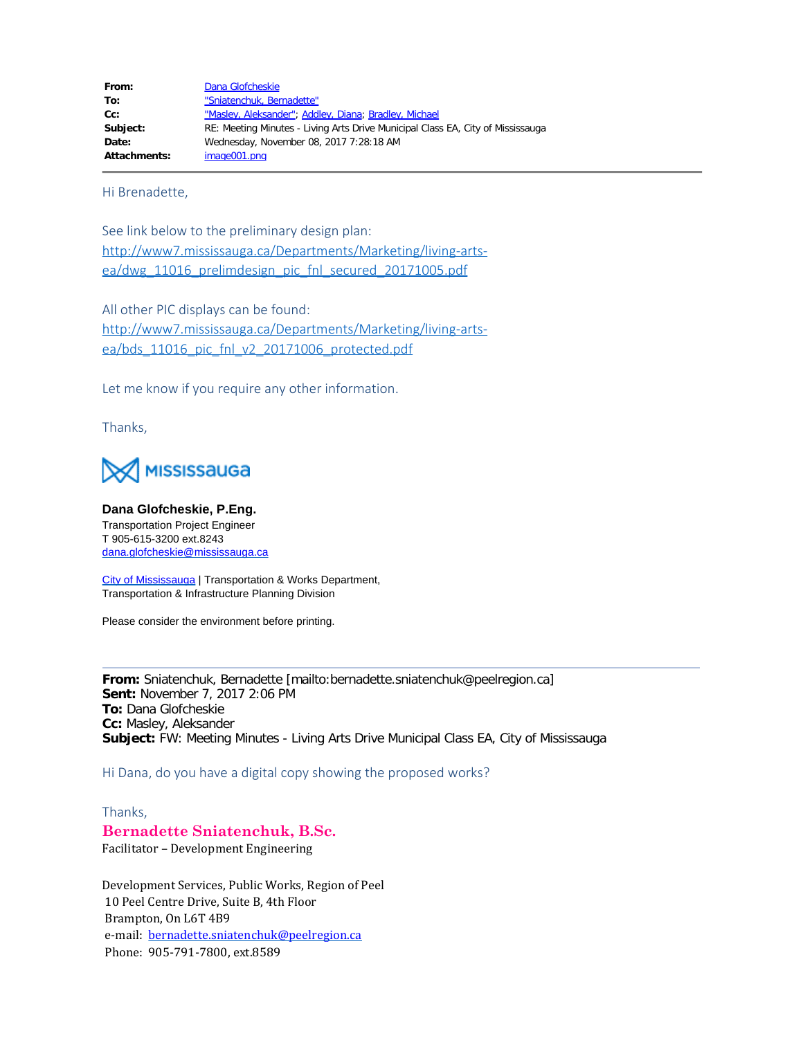| | |
|---|---|
| **From:** | Dana Glofcheskie |
| **To:** | "Sniatenchuk, Bernadette" |
| **Cc:** | "Masley, Aleksander"; Addley, Diana; Bradley, Michael |
| **Subject:** | RE: Meeting Minutes - Living Arts Drive Municipal Class EA, City of Mississauga |
| **Date:** | Wednesday, November 08, 2017 7:28:18 AM |
| **Attachments:** | image001.png |

---

Hi Brenadette,

See link below to the preliminary design plan:
http://www7.mississauga.ca/Departments/Marketing/living-arts-ea/dwg_11016_prelimdesign_pic_fnl_secured_20171005.pdf

All other PIC displays can be found:
http://www7.mississauga.ca/Departments/Marketing/living-arts-ea/bds_11016_pic_fnl_v2_20171006_protected.pdf

Let me know if you require any other information.

Thanks,

MISSISSAUGA

**Dana Glofcheskie, P.Eng.**
Transportation Project Engineer
T 905-615-3200 ext.8243
dana.glofcheskie@mississauga.ca

City of Mississauga | Transportation & Works Department,
Transportation & Infrastructure Planning Division

Please consider the environment before printing.

---

**From:** Sniatenchuk, Bernadette [mailto:bernadette.sniatenchuk@peelregion.ca]
**Sent:** November 7, 2017 2:06 PM
**To:** Dana Glofcheskie
**Cc:** Masley, Aleksander
**Subject:** FW: Meeting Minutes - Living Arts Drive Municipal Class EA, City of Mississauga

Hi Dana, do you have a digital copy showing the proposed works?

Thanks,
**Bernadette Sniatenchuk, B.Sc.**
Facilitator – Development Engineering

Development Services, Public Works, Region of Peel
10 Peel Centre Drive, Suite B, 4th Floor
Brampton, On L6T 4B9
e-mail: bernadette.sniatenchuk@peelregion.ca
Phone: 905-791-7800, ext.8589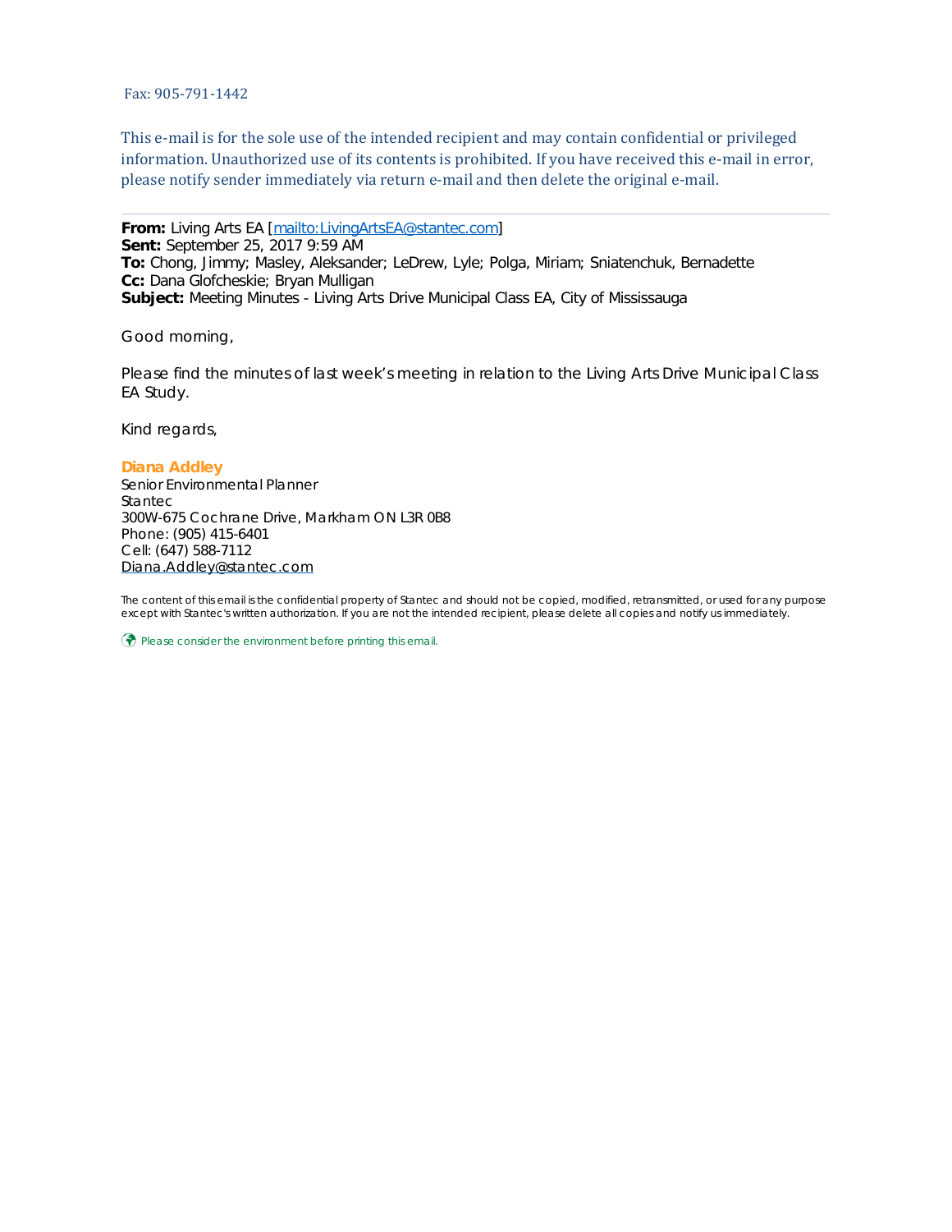Fax: 905-791-1442

This e-mail is for the sole use of the intended recipient and may contain confidential or privileged information. Unauthorized use of its contents is prohibited. If you have received this e-mail in error, please notify sender immediately via return e-mail and then delete the original e-mail.

---

**From:** Living Arts EA [mailto:LivingArtsEA@stantec.com]
**Sent:** September 25, 2017 9:59 AM
**To:** Chong, Jimmy; Masley, Aleksander; LeDrew, Lyle; Polga, Miriam; Sniatenchuk, Bernadette
**Cc:** Dana Glofcheskie; Bryan Mulligan
**Subject:** Meeting Minutes - Living Arts Drive Municipal Class EA, City of Mississauga

Good morning,

Please find the minutes of last week's meeting in relation to the Living Arts Drive Municipal Class EA Study.

Kind regards,

**Diana Addley**
Senior Environmental Planner
Stantec
300W-675 Cochrane Drive, Markham ON L3R 0B8
Phone: (905) 415-6401
Cell: (647) 588-7112
Diana.Addley@stantec.com

The content of this email is the confidential property of Stantec and should not be copied, modified, retransmitted, or used for any purpose except with Stantec's written authorization. If you are not the intended recipient, please delete all copies and notify us immediately.

Please consider the environment before printing this email.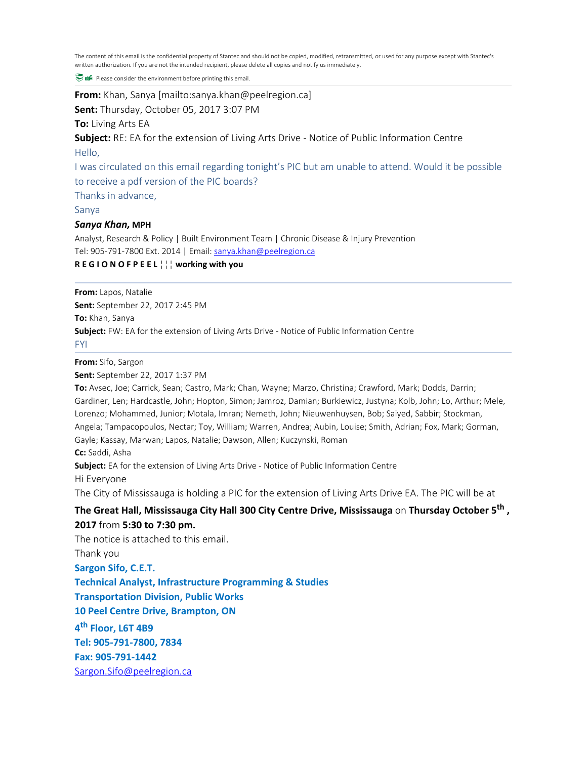The content of this email is the confidential property of Stantec and should not be copied, modified, retransmitted, or used for any purpose except with Stantec's written authorization. If you are not the intended recipient, please delete all copies and notify us immediately.

Please consider the environment before printing this email.

---

**From:** Khan, Sanya [mailto:sanya.khan@peelregion.ca]
**Sent:** Thursday, October 05, 2017 3:07 PM
**To:** Living Arts EA
**Subject:** RE: EA for the extension of Living Arts Drive - Notice of Public Information Centre

Hello,

I was circulated on this email regarding tonight's PIC but am unable to attend. Would it be possible to receive a pdf version of the PIC boards?

Thanks in advance,

Sanya

***Sanya Khan,* MPH**
Analyst, Research & Policy | Built Environment Team | Chronic Disease & Injury Prevention
Tel: 905-791-7800 Ext. 2014 | Email: sanya.khan@peelregion.ca
**R E G I O N O F P E E L ¦¦¦ working with you**

---

**From:** Lapos, Natalie
**Sent:** September 22, 2017 2:45 PM
**To:** Khan, Sanya
**Subject:** FW: EA for the extension of Living Arts Drive - Notice of Public Information Centre

FYI

---

**From:** Sifo, Sargon
**Sent:** September 22, 2017 1:37 PM
**To:** Avsec, Joe; Carrick, Sean; Castro, Mark; Chan, Wayne; Marzo, Christina; Crawford, Mark; Dodds, Darrin; Gardiner, Len; Hardcastle, John; Hopton, Simon; Jamroz, Damian; Burkiewicz, Justyna; Kolb, John; Lo, Arthur; Mele, Lorenzo; Mohammed, Junior; Motala, Imran; Nemeth, John; Nieuwenhuysen, Bob; Saiyed, Sabbir; Stockman, Angela; Tampacopoulos, Nectar; Toy, William; Warren, Andrea; Aubin, Louise; Smith, Adrian; Fox, Mark; Gorman, Gayle; Kassay, Marwan; Lapos, Natalie; Dawson, Allen; Kuczynski, Roman
**Cc:** Saddi, Asha
**Subject:** EA for the extension of Living Arts Drive - Notice of Public Information Centre

Hi Everyone

The City of Mississauga is holding a PIC for the extension of Living Arts Drive EA. The PIC will be at **The Great Hall, Mississauga City Hall 300 City Centre Drive, Mississauga** on **Thursday October 5th , 2017** from **5:30 to 7:30 pm.**

The notice is attached to this email.

Thank you

**Sargon Sifo, C.E.T.**
**Technical Analyst, Infrastructure Programming & Studies**
**Transportation Division, Public Works**
**10 Peel Centre Drive, Brampton, ON**
**4th Floor, L6T 4B9**
**Tel: 905-791-7800, 7834**
**Fax: 905-791-1442**
Sargon.Sifo@peelregion.ca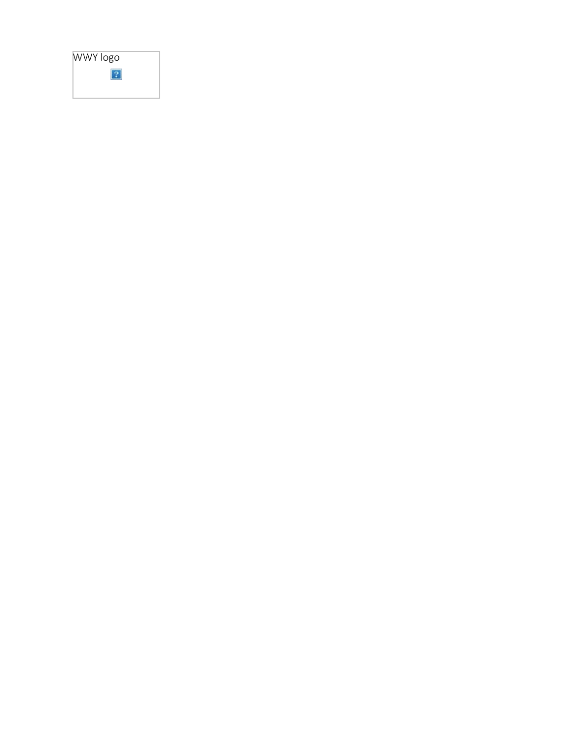WWY logo